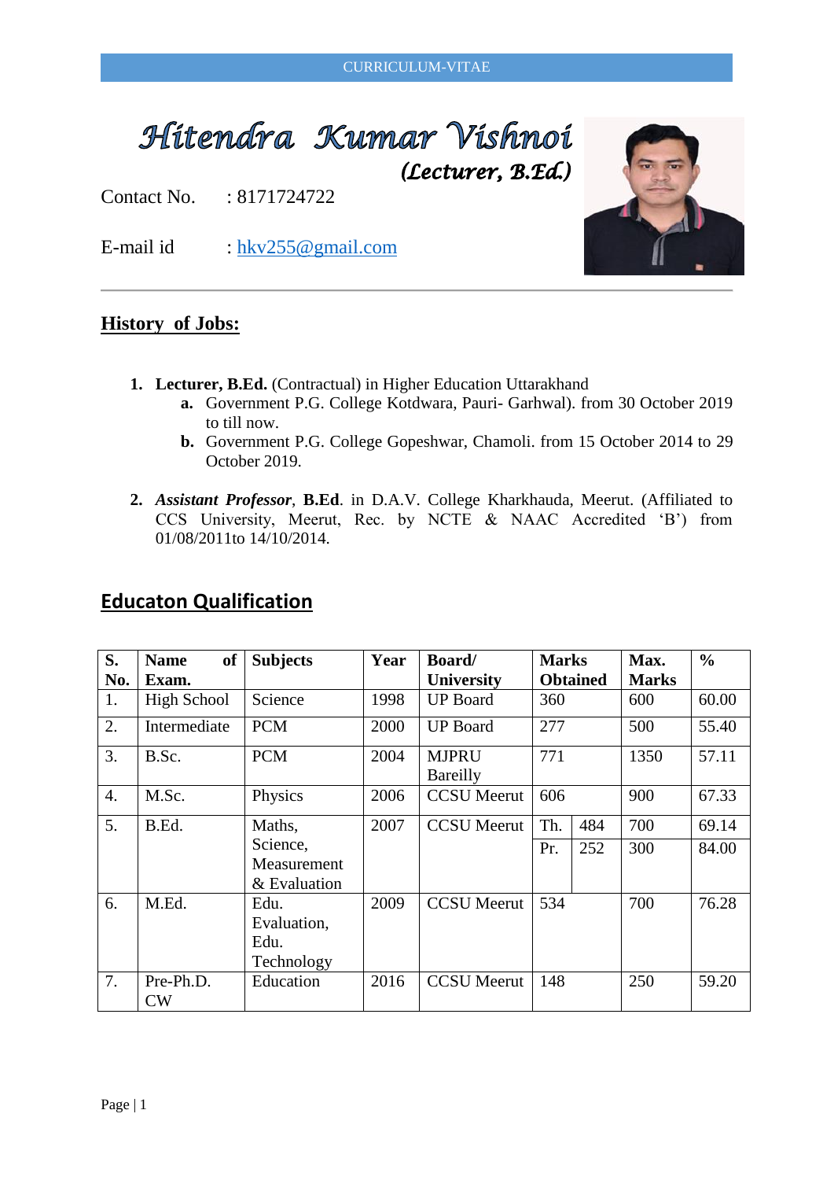CURRICULUM-VITAE

# Hitendra Kumar Vishnoi

*(Lecturer, B.Ed.)*

Contact No. : 8171724722

E-mail id : hkv255@gmail.com

## History of Jobs:

1. **Lecturer, B.Ed.** (Contractual) in Higher Education Uttarakhand
   - **a.** Government P.G. College Kotdwara, Pauri- Garhwal). from 30 October 2019 to till now.
   - **b.** Government P.G. College Gopeshwar, Chamoli. from 15 October 2014 to 29 October 2019.

2. ***Assistant Professor***, **B.Ed**. in D.A.V. College Kharkhauda, Meerut. (Affiliated to CCS University, Meerut, Rec. by NCTE & NAAC Accredited 'B') from 01/08/2011to 14/10/2014.

## Educaton Qualification

| S. No. | Name of Exam. | Subjects | Year | Board/ University | Marks Obtained | | Max. Marks | % |
|---|---|---|---|---|---|---|---|---|
| 1. | High School | Science | 1998 | UP Board | 360 | | 600 | 60.00 |
| 2. | Intermediate | PCM | 2000 | UP Board | 277 | | 500 | 55.40 |
| 3. | B.Sc. | PCM | 2004 | MJPRU Bareilly | 771 | | 1350 | 57.11 |
| 4. | M.Sc. | Physics | 2006 | CCSU Meerut | 606 | | 900 | 67.33 |
| 5. | B.Ed. | Maths, Science, Measurement & Evaluation | 2007 | CCSU Meerut | Th. | 484 | 700 | 69.14 |
| | | | | | Pr. | 252 | 300 | 84.00 |
| 6. | M.Ed. | Edu. Evaluation, Edu. Technology | 2009 | CCSU Meerut | 534 | | 700 | 76.28 |
| 7. | Pre-Ph.D. CW | Education | 2016 | CCSU Meerut | 148 | | 250 | 59.20 |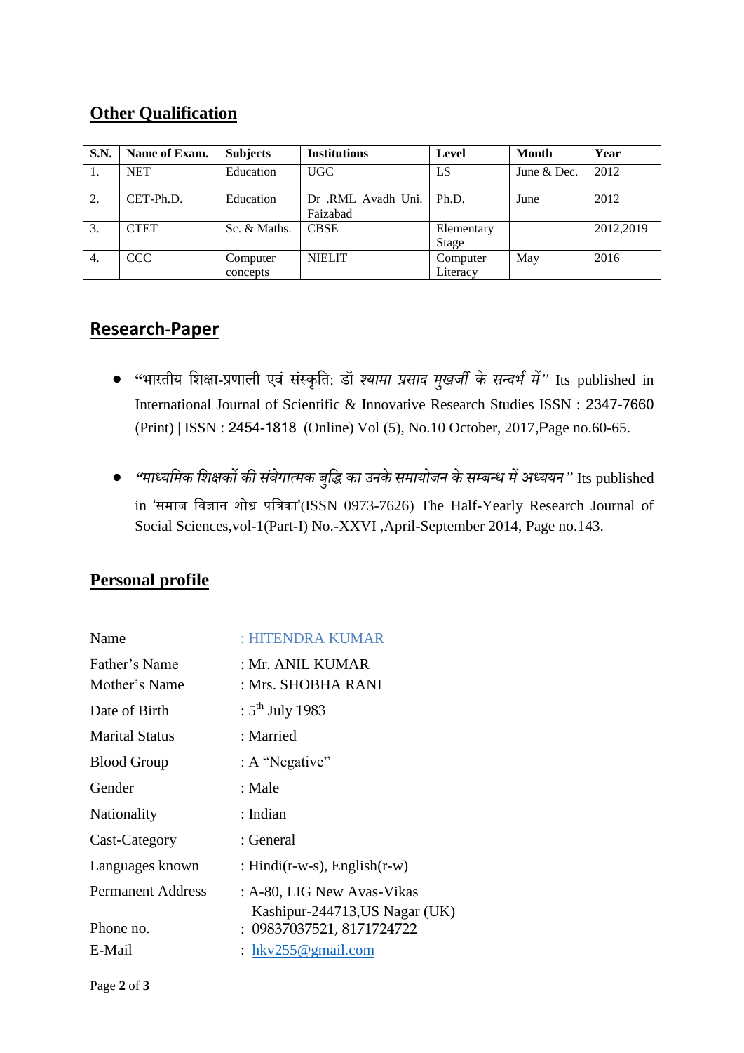## Other Qualification

| S.N. | Name of Exam. | Subjects | Institutions | Level | Month | Year |
|---|---|---|---|---|---|---|
| 1. | NET | Education | UGC | LS | June & Dec. | 2012 |
| 2. | CET-Ph.D. | Education | Dr .RML Avadh Uni. Faizabad | Ph.D. | June | 2012 |
| 3. | CTET | Sc. & Maths. | CBSE | Elementary Stage | | 2012,2019 |
| 4. | CCC | Computer concepts | NIELIT | Computer Literacy | May | 2016 |

## Research-Paper

- "भारतीय शिक्षा-प्रणाली एवं संस्कृति: डॉ *श्यामा प्रसाद मुखर्जी के सन्दर्भ में"* Its published in International Journal of Scientific & Innovative Research Studies ISSN : 2347-7660 (Print) | ISSN : 2454-1818 (Online) Vol (5), No.10 October, 2017,Page no.60-65.

- *"माध्यमिक शिक्षकों की संवेगात्मक बुद्धि का उनके समायोजन के सम्बन्ध में अध्ययन"* Its published in 'समाज विज्ञान शोध पत्रिका'(ISSN 0973-7626) The Half-Yearly Research Journal of Social Sciences,vol-1(Part-I) No.-XXVI ,April-September 2014, Page no.143.

## Personal profile

| | |
|---|---|
| Name | : HITENDRA KUMAR |
| Father's Name | : Mr. ANIL KUMAR |
| Mother's Name | : Mrs. SHOBHA RANI |
| Date of Birth | : 5th July 1983 |
| Marital Status | : Married |
| Blood Group | : A "Negative" |
| Gender | : Male |
| Nationality | : Indian |
| Cast-Category | : General |
| Languages known | : Hindi(r-w-s), English(r-w) |
| Permanent Address | : A-80, LIG New Avas-Vikas Kashipur-244713,US Nagar (UK) |
| Phone no. | : 09837037521, 8171724722 |
| E-Mail | : hkv255@gmail.com |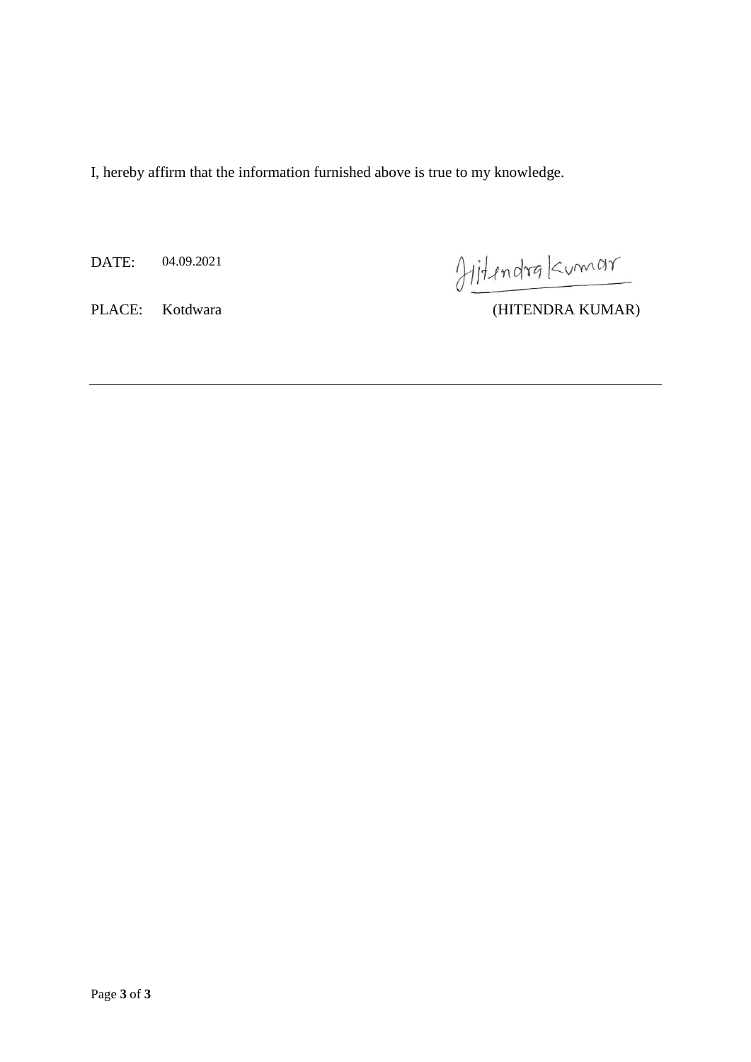I, hereby affirm that the information furnished above is true to my knowledge.

DATE: 04.09.2021

PLACE: Kotdwara

Hitendra Kumar

(HITENDRA KUMAR)

---